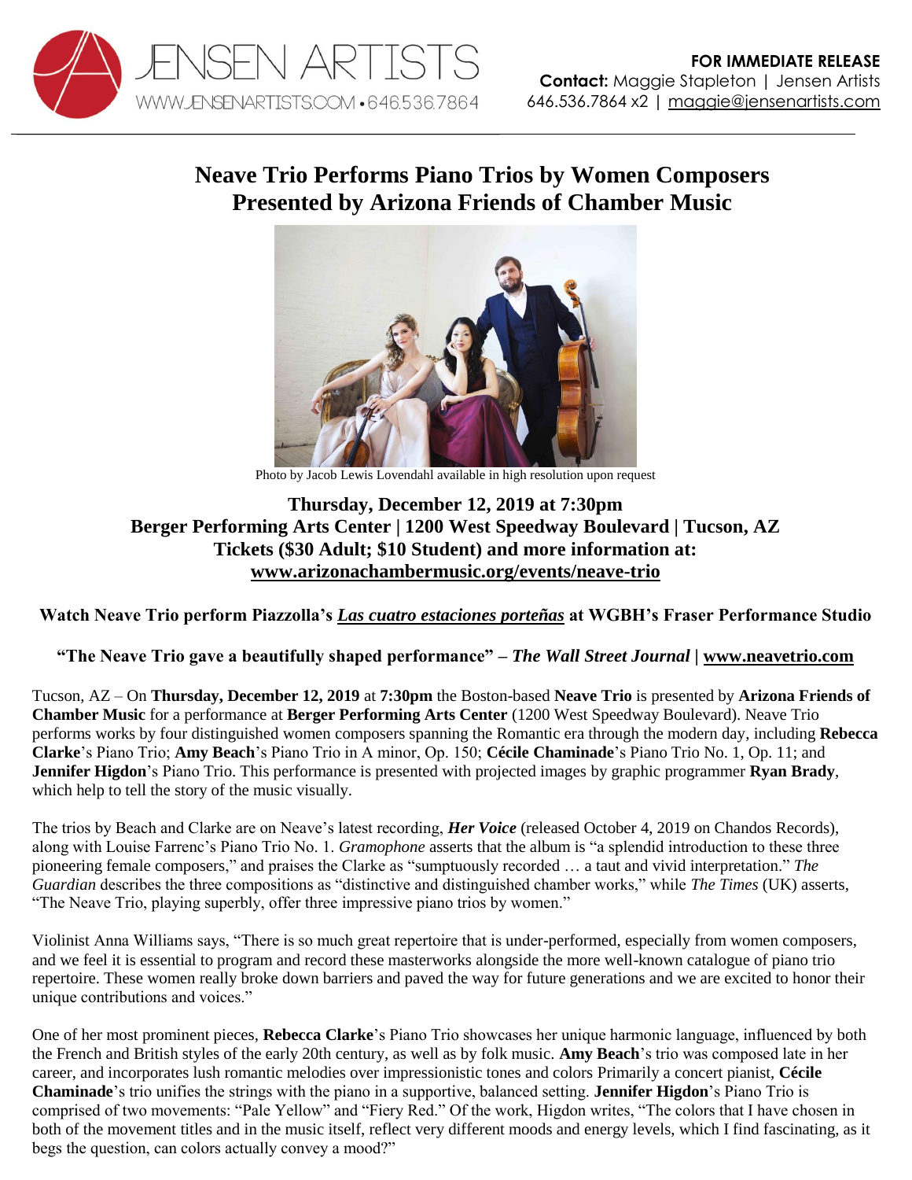JENSEN ARTISTS
WWW.JENSENARTISTS.COM • 646.536.7864

**FOR IMMEDIATE RELEASE**
**Contact:** Maggie Stapleton | Jensen Artists
646.536.7864 x2 | maggie@jensenartists.com

# Neave Trio Performs Piano Trios by Women Composers Presented by Arizona Friends of Chamber Music

Photo by Jacob Lewis Lovendahl available in high resolution upon request

**Thursday, December 12, 2019 at 7:30pm**
**Berger Performing Arts Center | 1200 West Speedway Boulevard | Tucson, AZ**
**Tickets ($30 Adult; $10 Student) and more information at:**
**www.arizonachambermusic.org/events/neave-trio**

**Watch Neave Trio perform Piazzolla's *Las cuatro estaciones porteñas* at WGBH's Fraser Performance Studio**

**"The Neave Trio gave a beautifully shaped performance" – *The Wall Street Journal* | www.neavetrio.com**

Tucson, AZ – On **Thursday, December 12, 2019** at **7:30pm** the Boston-based **Neave Trio** is presented by **Arizona Friends of Chamber Music** for a performance at **Berger Performing Arts Center** (1200 West Speedway Boulevard). Neave Trio performs works by four distinguished women composers spanning the Romantic era through the modern day, including **Rebecca Clarke**'s Piano Trio; **Amy Beach**'s Piano Trio in A minor, Op. 150; **Cécile Chaminade**'s Piano Trio No. 1, Op. 11; and **Jennifer Higdon**'s Piano Trio. This performance is presented with projected images by graphic programmer **Ryan Brady**, which help to tell the story of the music visually.

The trios by Beach and Clarke are on Neave's latest recording, ***Her Voice*** (released October 4, 2019 on Chandos Records), along with Louise Farrenc's Piano Trio No. 1. *Gramophone* asserts that the album is "a splendid introduction to these three pioneering female composers," and praises the Clarke as "sumptuously recorded … a taut and vivid interpretation." *The Guardian* describes the three compositions as "distinctive and distinguished chamber works," while *The Times* (UK) asserts, "The Neave Trio, playing superbly, offer three impressive piano trios by women."

Violinist Anna Williams says, "There is so much great repertoire that is under-performed, especially from women composers, and we feel it is essential to program and record these masterworks alongside the more well-known catalogue of piano trio repertoire. These women really broke down barriers and paved the way for future generations and we are excited to honor their unique contributions and voices."

One of her most prominent pieces, **Rebecca Clarke**'s Piano Trio showcases her unique harmonic language, influenced by both the French and British styles of the early 20th century, as well as by folk music. **Amy Beach**'s trio was composed late in her career, and incorporates lush romantic melodies over impressionistic tones and colors Primarily a concert pianist, **Cécile Chaminade**'s trio unifies the strings with the piano in a supportive, balanced setting. **Jennifer Higdon**'s Piano Trio is comprised of two movements: "Pale Yellow" and "Fiery Red." Of the work, Higdon writes, "The colors that I have chosen in both of the movement titles and in the music itself, reflect very different moods and energy levels, which I find fascinating, as it begs the question, can colors actually convey a mood?"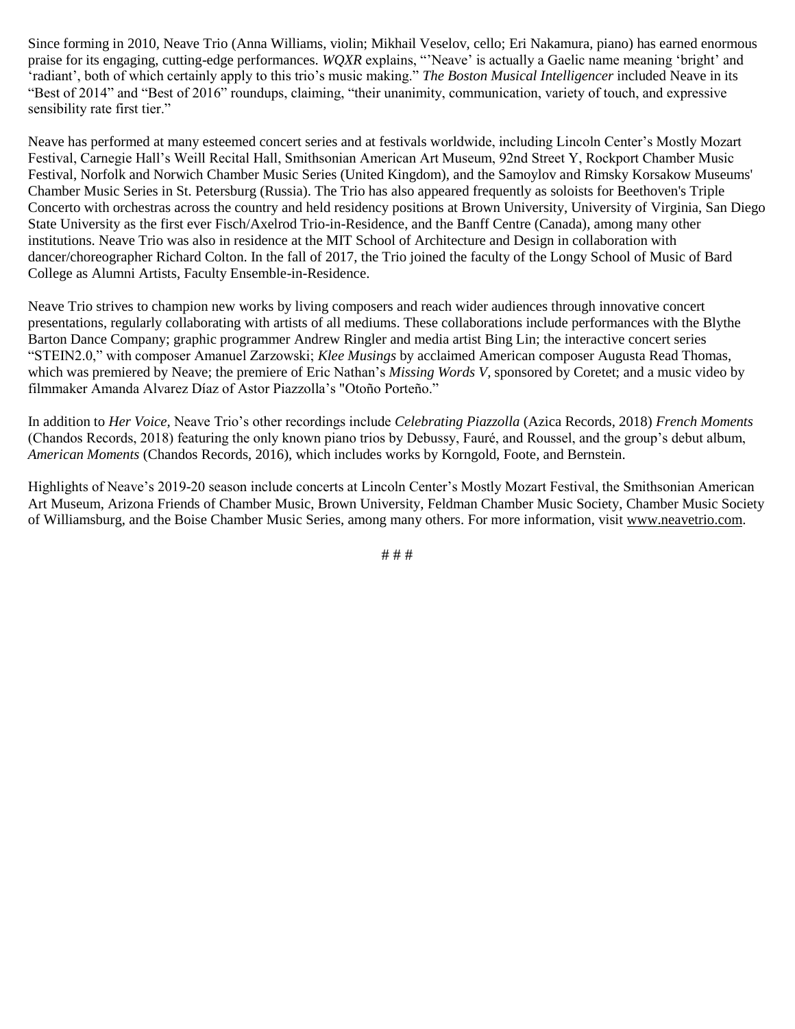Since forming in 2010, Neave Trio (Anna Williams, violin; Mikhail Veselov, cello; Eri Nakamura, piano) has earned enormous praise for its engaging, cutting-edge performances. *WQXR* explains, "'Neave' is actually a Gaelic name meaning 'bright' and 'radiant', both of which certainly apply to this trio's music making." *The Boston Musical Intelligencer* included Neave in its "Best of 2014" and "Best of 2016" roundups, claiming, "their unanimity, communication, variety of touch, and expressive sensibility rate first tier."

Neave has performed at many esteemed concert series and at festivals worldwide, including Lincoln Center's Mostly Mozart Festival, Carnegie Hall's Weill Recital Hall, Smithsonian American Art Museum, 92nd Street Y, Rockport Chamber Music Festival, Norfolk and Norwich Chamber Music Series (United Kingdom), and the Samoylov and Rimsky Korsakow Museums' Chamber Music Series in St. Petersburg (Russia). The Trio has also appeared frequently as soloists for Beethoven's Triple Concerto with orchestras across the country and held residency positions at Brown University, University of Virginia, San Diego State University as the first ever Fisch/Axelrod Trio-in-Residence, and the Banff Centre (Canada), among many other institutions. Neave Trio was also in residence at the MIT School of Architecture and Design in collaboration with dancer/choreographer Richard Colton. In the fall of 2017, the Trio joined the faculty of the Longy School of Music of Bard College as Alumni Artists, Faculty Ensemble-in-Residence.

Neave Trio strives to champion new works by living composers and reach wider audiences through innovative concert presentations, regularly collaborating with artists of all mediums. These collaborations include performances with the Blythe Barton Dance Company; graphic programmer Andrew Ringler and media artist Bing Lin; the interactive concert series "STEIN2.0," with composer Amanuel Zarzowski; *Klee Musings* by acclaimed American composer Augusta Read Thomas, which was premiered by Neave; the premiere of Eric Nathan's *Missing Words V*, sponsored by Coretet; and a music video by filmmaker Amanda Alvarez Díaz of Astor Piazzolla's "Otoño Porteño."

In addition to *Her Voice,* Neave Trio's other recordings include *Celebrating Piazzolla* (Azica Records, 2018) *French Moments* (Chandos Records, 2018) featuring the only known piano trios by Debussy, Fauré, and Roussel, and the group's debut album, *American Moments* (Chandos Records, 2016), which includes works by Korngold, Foote, and Bernstein.

Highlights of Neave's 2019-20 season include concerts at Lincoln Center's Mostly Mozart Festival, the Smithsonian American Art Museum, Arizona Friends of Chamber Music, Brown University, Feldman Chamber Music Society, Chamber Music Society of Williamsburg, and the Boise Chamber Music Series, among many others. For more information, visit www.neavetrio.com.

# # #